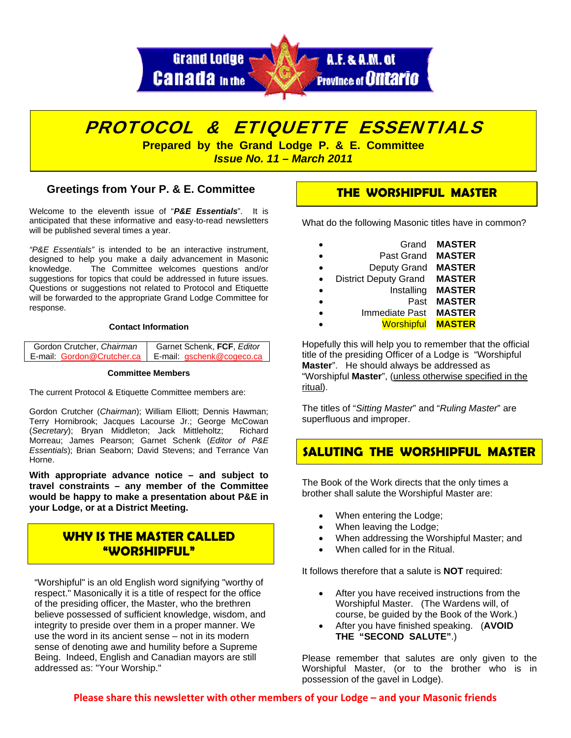Grand Lodge A.F. & A.M. of Canada in the Province of Ontario

# PROTOCOL & ETIQUETTE ESSENTIALS

**Prepared by the Grand Lodge P. & E. Committee**

***Issue No. 11 – March 2011***

## Greetings from Your P. & E. Committee

Welcome to the eleventh issue of "***P&E Essentials***". It is anticipated that these informative and easy-to-read newsletters will be published several times a year.

*"P&E Essentials"* is intended to be an interactive instrument, designed to help you make a daily advancement in Masonic knowledge. The Committee welcomes questions and/or suggestions for topics that could be addressed in future issues. Questions or suggestions not related to Protocol and Etiquette will be forwarded to the appropriate Grand Lodge Committee for response.

**Contact Information**

| Gordon Crutcher, *Chairman* | Garnet Schenk, **FCF**, *Editor* |
|---|---|
| E-mail: Gordon@Crutcher.ca | E-mail: gschenk@cogeco.ca |

**Committee Members**

The current Protocol & Etiquette Committee members are:

Gordon Crutcher (*Chairman*); William Elliott; Dennis Hawman; Terry Hornibrook; Jacques Lacourse Jr.; George McCowan (*Secretary*); Bryan Middleton; Jack Mittleholtz; Richard Morreau; James Pearson; Garnet Schenk (*Editor of P&E Essentials*); Brian Seaborn; David Stevens; and Terrance Van Horne.

**With appropriate advance notice – and subject to travel constraints – any member of the Committee would be happy to make a presentation about P&E in your Lodge, or at a District Meeting.**

## WHY IS THE MASTER CALLED "WORSHIPFUL"

"Worshipful" is an old English word signifying "worthy of respect." Masonically it is a title of respect for the office of the presiding officer, the Master, who the brethren believe possessed of sufficient knowledge, wisdom, and integrity to preside over them in a proper manner. We use the word in its ancient sense – not in its modern sense of denoting awe and humility before a Supreme Being. Indeed, English and Canadian mayors are still addressed as: "Your Worship."

## THE WORSHIPFUL MASTER

What do the following Masonic titles have in common?

- Grand **MASTER**
- Past Grand **MASTER**
- Deputy Grand **MASTER**
- District Deputy Grand **MASTER**
- Installing **MASTER**
- Past **MASTER**
- Immediate Past **MASTER**
- Worshipful **MASTER**

Hopefully this will help you to remember that the official title of the presiding Officer of a Lodge is "Worshipful **Master**". He should always be addressed as "Worshipful **Master**", (unless otherwise specified in the ritual).

The titles of "*Sitting Master*" and "*Ruling Master*" are superfluous and improper.

## SALUTING THE WORSHIPFUL MASTER

The Book of the Work directs that the only times a brother shall salute the Worshipful Master are:

- When entering the Lodge;
- When leaving the Lodge;
- When addressing the Worshipful Master; and
- When called for in the Ritual.

It follows therefore that a salute is **NOT** required:

- After you have received instructions from the Worshipful Master. (The Wardens will, of course, be guided by the Book of the Work.)
- After you have finished speaking. (**AVOID THE "SECOND SALUTE"**.)

Please remember that salutes are only given to the Worshipful Master, (or to the brother who is in possession of the gavel in Lodge).

**Please share this newsletter with other members of your Lodge – and your Masonic friends**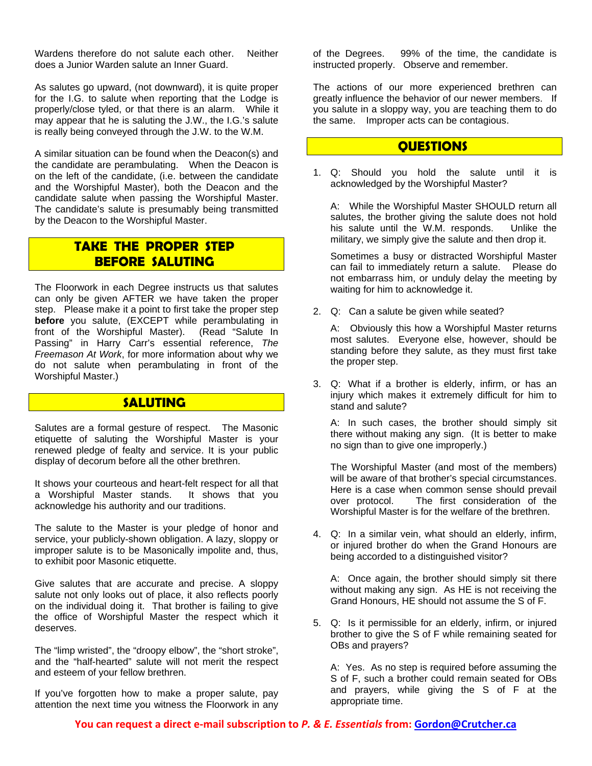Wardens therefore do not salute each other. Neither does a Junior Warden salute an Inner Guard.

As salutes go upward, (not downward), it is quite proper for the I.G. to salute when reporting that the Lodge is properly/close tyled, or that there is an alarm. While it may appear that he is saluting the J.W., the I.G.'s salute is really being conveyed through the J.W. to the W.M.

A similar situation can be found when the Deacon(s) and the candidate are perambulating. When the Deacon is on the left of the candidate, (i.e. between the candidate and the Worshipful Master), both the Deacon and the candidate salute when passing the Worshipful Master. The candidate's salute is presumably being transmitted by the Deacon to the Worshipful Master.

## TAKE THE PROPER STEP BEFORE SALUTING

The Floorwork in each Degree instructs us that salutes can only be given AFTER we have taken the proper step. Please make it a point to first take the proper step **before** you salute, (EXCEPT while perambulating in front of the Worshipful Master). (Read "Salute In Passing" in Harry Carr's essential reference, *The Freemason At Work*, for more information about why we do not salute when perambulating in front of the Worshipful Master.)

## SALUTING

Salutes are a formal gesture of respect. The Masonic etiquette of saluting the Worshipful Master is your renewed pledge of fealty and service. It is your public display of decorum before all the other brethren.

It shows your courteous and heart-felt respect for all that a Worshipful Master stands. It shows that you acknowledge his authority and our traditions.

The salute to the Master is your pledge of honor and service, your publicly-shown obligation. A lazy, sloppy or improper salute is to be Masonically impolite and, thus, to exhibit poor Masonic etiquette.

Give salutes that are accurate and precise. A sloppy salute not only looks out of place, it also reflects poorly on the individual doing it. That brother is failing to give the office of Worshipful Master the respect which it deserves.

The "limp wristed", the "droopy elbow", the "short stroke", and the "half-hearted" salute will not merit the respect and esteem of your fellow brethren.

If you've forgotten how to make a proper salute, pay attention the next time you witness the Floorwork in any of the Degrees. 99% of the time, the candidate is instructed properly. Observe and remember.

The actions of our more experienced brethren can greatly influence the behavior of our newer members. If you salute in a sloppy way, you are teaching them to do the same. Improper acts can be contagious.

## QUESTIONS

1. Q: Should you hold the salute until it is acknowledged by the Worshipful Master?

   A: While the Worshipful Master SHOULD return all salutes, the brother giving the salute does not hold his salute until the W.M. responds. Unlike the military, we simply give the salute and then drop it.

   Sometimes a busy or distracted Worshipful Master can fail to immediately return a salute. Please do not embarrass him, or unduly delay the meeting by waiting for him to acknowledge it.

2. Q: Can a salute be given while seated?

   A: Obviously this how a Worshipful Master returns most salutes. Everyone else, however, should be standing before they salute, as they must first take the proper step.

3. Q: What if a brother is elderly, infirm, or has an injury which makes it extremely difficult for him to stand and salute?

   A: In such cases, the brother should simply sit there without making any sign. (It is better to make no sign than to give one improperly.)

   The Worshipful Master (and most of the members) will be aware of that brother's special circumstances. Here is a case when common sense should prevail over protocol. The first consideration of the Worshipful Master is for the welfare of the brethren.

4. Q: In a similar vein, what should an elderly, infirm, or injured brother do when the Grand Honours are being accorded to a distinguished visitor?

   A: Once again, the brother should simply sit there without making any sign. As HE is not receiving the Grand Honours, HE should not assume the S of F.

5. Q: Is it permissible for an elderly, infirm, or injured brother to give the S of F while remaining seated for OBs and prayers?

   A: Yes. As no step is required before assuming the S of F, such a brother could remain seated for OBs and prayers, while giving the S of F at the appropriate time.

**You can request a direct e-mail subscription to *P. & E. Essentials* from: Gordon@Crutcher.ca**